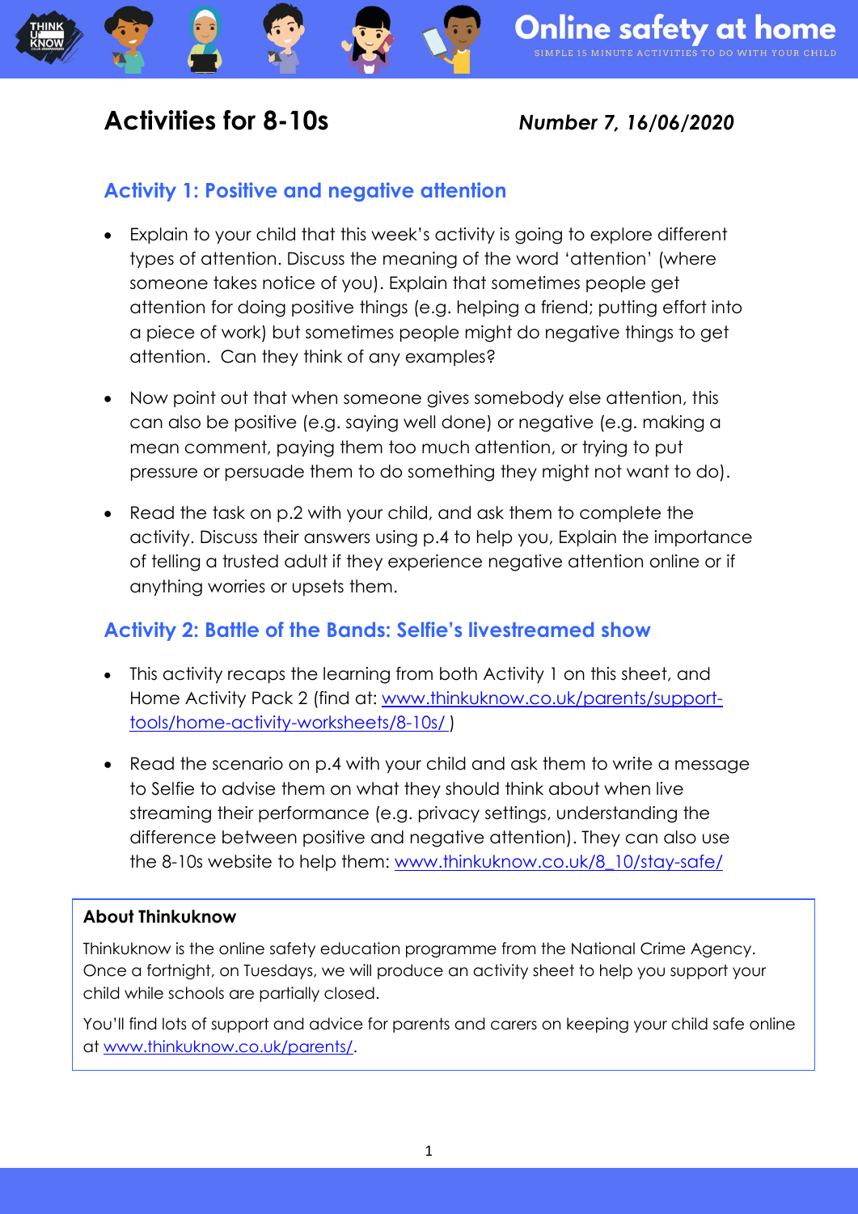# Online safety at home

SIMPLE 15 MINUTE ACTIVITIES TO DO WITH YOUR CHILD

## Activities for 8-10s

***Number 7, 16/06/2020***

### Activity 1: Positive and negative attention

- Explain to your child that this week's activity is going to explore different types of attention. Discuss the meaning of the word 'attention' (where someone takes notice of you). Explain that sometimes people get attention for doing positive things (e.g. helping a friend; putting effort into a piece of work) but sometimes people might do negative things to get attention. Can they think of any examples?
- Now point out that when someone gives somebody else attention, this can also be positive (e.g. saying well done) or negative (e.g. making a mean comment, paying them too much attention, or trying to put pressure or persuade them to do something they might not want to do).
- Read the task on p.2 with your child, and ask them to complete the activity. Discuss their answers using p.4 to help you, Explain the importance of telling a trusted adult if they experience negative attention online or if anything worries or upsets them.

### Activity 2: Battle of the Bands: Selfie's livestreamed show

- This activity recaps the learning from both Activity 1 on this sheet, and Home Activity Pack 2 (find at: [www.thinkuknow.co.uk/parents/support-tools/home-activity-worksheets/8-10s/](www.thinkuknow.co.uk/parents/support-tools/home-activity-worksheets/8-10s/) )
- Read the scenario on p.4 with your child and ask them to write a message to Selfie to advise them on what they should think about when live streaming their performance (e.g. privacy settings, understanding the difference between positive and negative attention). They can also use the 8-10s website to help them: [www.thinkuknow.co.uk/8_10/stay-safe/](www.thinkuknow.co.uk/8_10/stay-safe/)

**About Thinkuknow**

Thinkuknow is the online safety education programme from the National Crime Agency. Once a fortnight, on Tuesdays, we will produce an activity sheet to help you support your child while schools are partially closed.

You'll find lots of support and advice for parents and carers on keeping your child safe online at [www.thinkuknow.co.uk/parents/](www.thinkuknow.co.uk/parents/).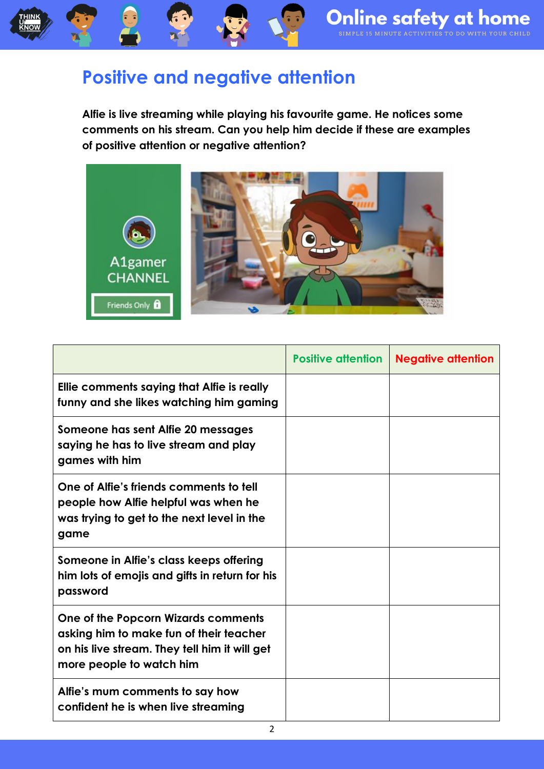# Positive and negative attention

**Alfie is live streaming while playing his favourite game. He notices some comments on his stream. Can you help him decide if these are examples of positive attention or negative attention?**

A1gamer CHANNEL

Friends Only

| | Positive attention | Negative attention |
|---|---|---|
| Ellie comments saying that Alfie is really funny and she likes watching him gaming | | |
| Someone has sent Alfie 20 messages saying he has to live stream and play games with him | | |
| One of Alfie's friends comments to tell people how Alfie helpful was when he was trying to get to the next level in the game | | |
| Someone in Alfie's class keeps offering him lots of emojis and gifts in return for his password | | |
| One of the Popcorn Wizards comments asking him to make fun of their teacher on his live stream. They tell him it will get more people to watch him | | |
| Alfie's mum comments to say how confident he is when live streaming | | |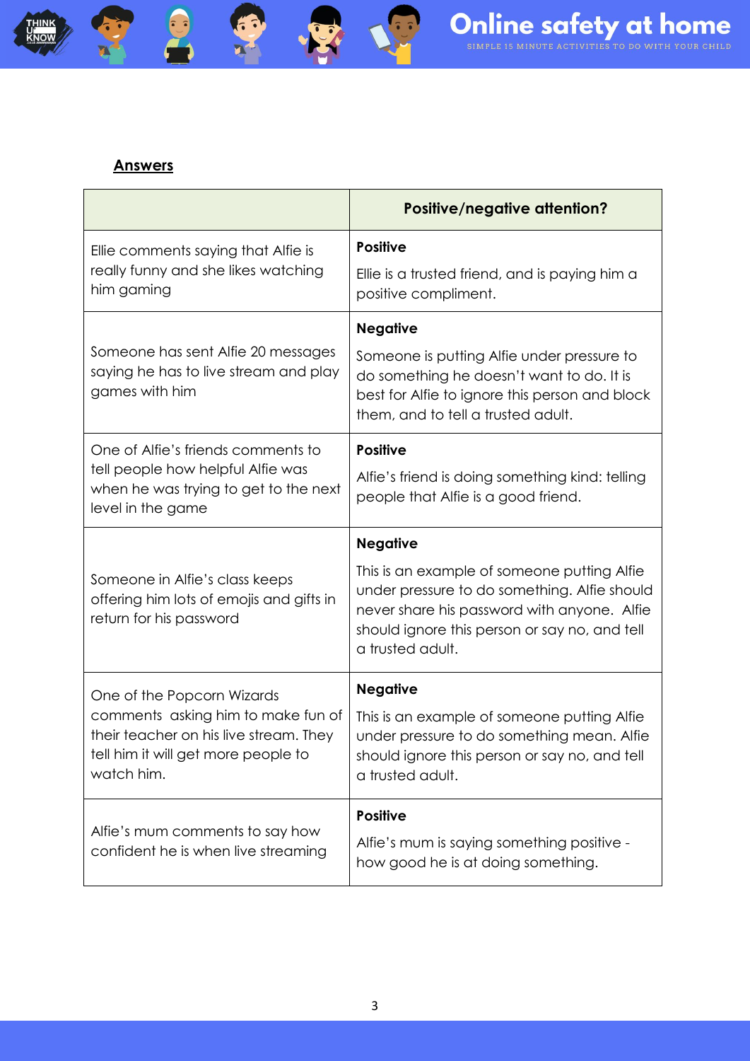**Answers**

| | **Positive/negative attention?** |
|---|---|
| Ellie comments saying that Alfie is really funny and she likes watching him gaming | **Positive**<br>Ellie is a trusted friend, and is paying him a positive compliment. |
| Someone has sent Alfie 20 messages saying he has to live stream and play games with him | **Negative**<br>Someone is putting Alfie under pressure to do something he doesn't want to do. It is best for Alfie to ignore this person and block them, and to tell a trusted adult. |
| One of Alfie's friends comments to tell people how helpful Alfie was when he was trying to get to the next level in the game | **Positive**<br>Alfie's friend is doing something kind: telling people that Alfie is a good friend. |
| Someone in Alfie's class keeps offering him lots of emojis and gifts in return for his password | **Negative**<br>This is an example of someone putting Alfie under pressure to do something. Alfie should never share his password with anyone. Alfie should ignore this person or say no, and tell a trusted adult. |
| One of the Popcorn Wizards comments asking him to make fun of their teacher on his live stream. They tell him it will get more people to watch him. | **Negative**<br>This is an example of someone putting Alfie under pressure to do something mean. Alfie should ignore this person or say no, and tell a trusted adult. |
| Alfie's mum comments to say how confident he is when live streaming | **Positive**<br>Alfie's mum is saying something positive - how good he is at doing something. |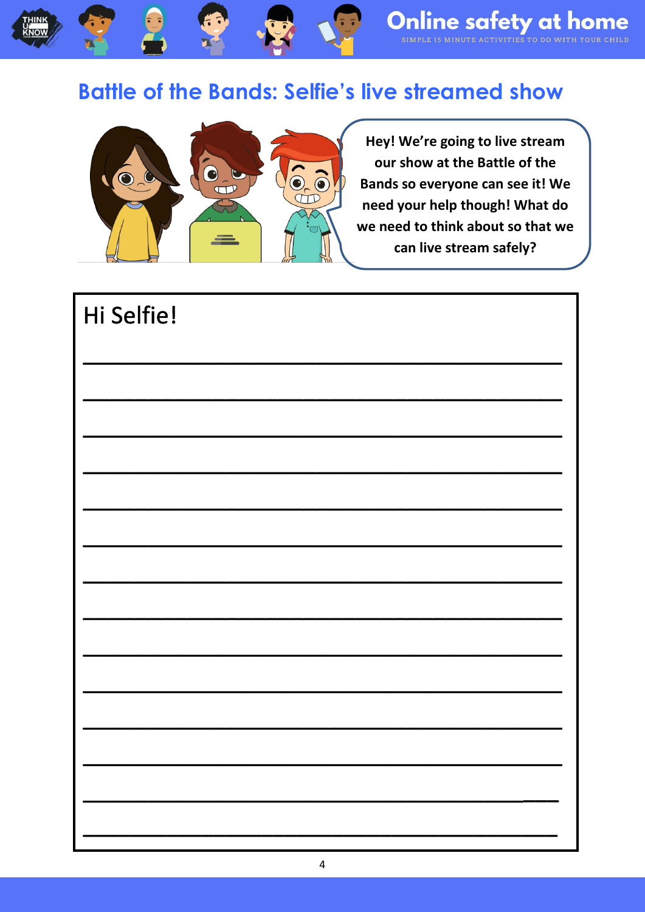# Battle of the Bands: Selfie's live streamed show

Hey! We're going to live stream our show at the Battle of the Bands so everyone can see it! We need your help though! What do we need to think about so that we can live stream safely?

Hi Selfie!

______________________________________________________________

______________________________________________________________

______________________________________________________________

______________________________________________________________

______________________________________________________________

______________________________________________________________

______________________________________________________________

______________________________________________________________

______________________________________________________________

______________________________________________________________

______________________________________________________________

______________________________________________________________

______________________________________________________________

______________________________________________________________